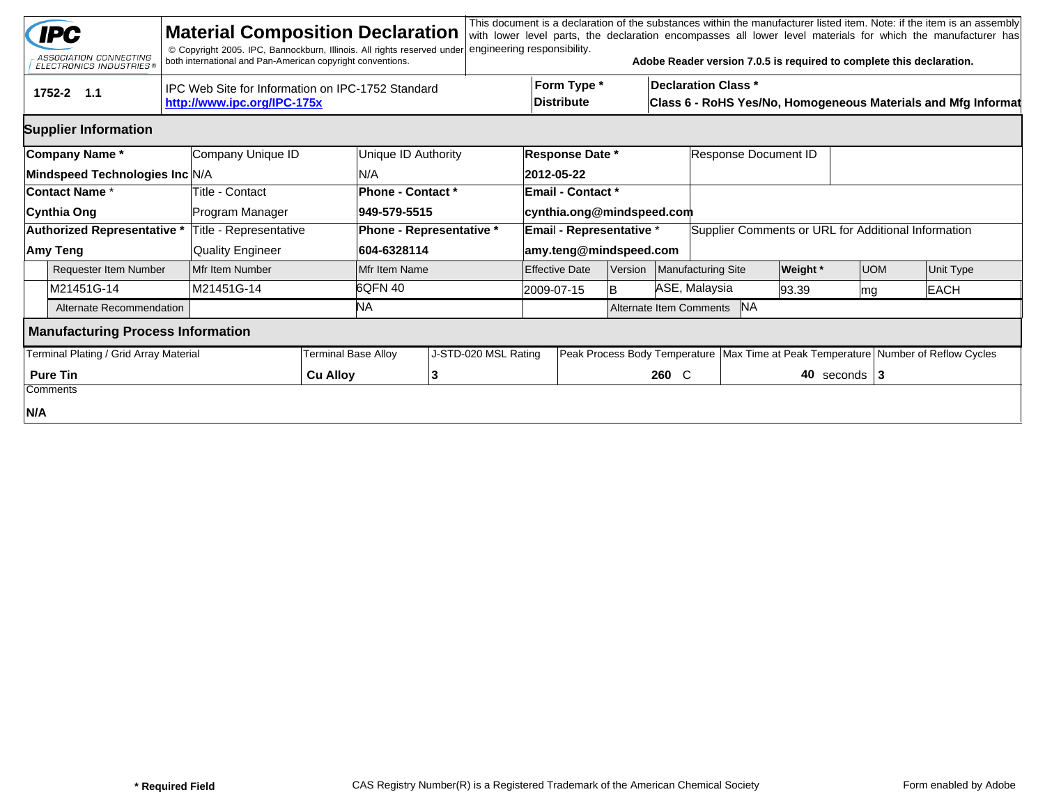**IPC** ASSOCIATION CONNECTING ELECTRONICS INDUSTRIES®

# Material Composition Declaration

© Copyright 2005. IPC, Bannockburn, Illinois. All rights reserved under both international and Pan-American copyright conventions.

This document is a declaration of the substances within the manufacturer listed item. Note: if the item is an assembly with lower level parts, the declaration encompasses all lower level materials for which the manufacturer has engineering responsibility.

**Adobe Reader version 7.0.5 is required to complete this declaration.**

| | | | |
|---|---|---|---|
| **1752-2 1.1** | IPC Web Site for Information on IPC-1752 Standard **http://www.ipc.org/IPC-175x** | **Form Type *** **Distribute** | **Declaration Class *** **Class 6 - RoHS Yes/No, Homogeneous Materials and Mfg Informat** |

## Supplier Information

| | | | | |
|---|---|---|---|---|
| **Company Name *** | Company Unique ID | Unique ID Authority | **Response Date *** | Response Document ID |
| **Mindspeed Technologies Inc** | N/A | N/A | **2012-05-22** | |
| **Contact Name *** | Title - Contact | **Phone - Contact *** | **Email - Contact *** | |
| **Cynthia Ong** | Program Manager | **949-579-5515** | **cynthia.ong@mindspeed.com** | |
| **Authorized Representative *** | Title - Representative | **Phone - Representative *** | **Email - Representative *** | Supplier Comments or URL for Additional Information |
| **Amy Teng** | Quality Engineer | **604-6328114** | **amy.teng@mindspeed.com** | |

| Requester Item Number | Mfr Item Number | Mfr Item Name | Effective Date | Version | Manufacturing Site | Weight * | UOM | Unit Type |
|---|---|---|---|---|---|---|---|---|
| M21451G-14 | M21451G-14 | 6QFN 40 | 2009-07-15 | B | ASE, Malaysia | 93.39 | mg | EACH |
| Alternate Recommendation | | NA | | Alternate Item Comments | NA | | | |

## Manufacturing Process Information

| Terminal Plating / Grid Array Material | Terminal Base Alloy | J-STD-020 MSL Rating | Peak Process Body Temperature | Max Time at Peak Temperature | Number of Reflow Cycles |
|---|---|---|---|---|---|
| **Pure Tin** | **Cu Alloy** | **3** | **260** C | **40** seconds | **3** |

Comments

**N/A**

**\* Required Field** CAS Registry Number(R) is a Registered Trademark of the American Chemical Society Form enabled by Adobe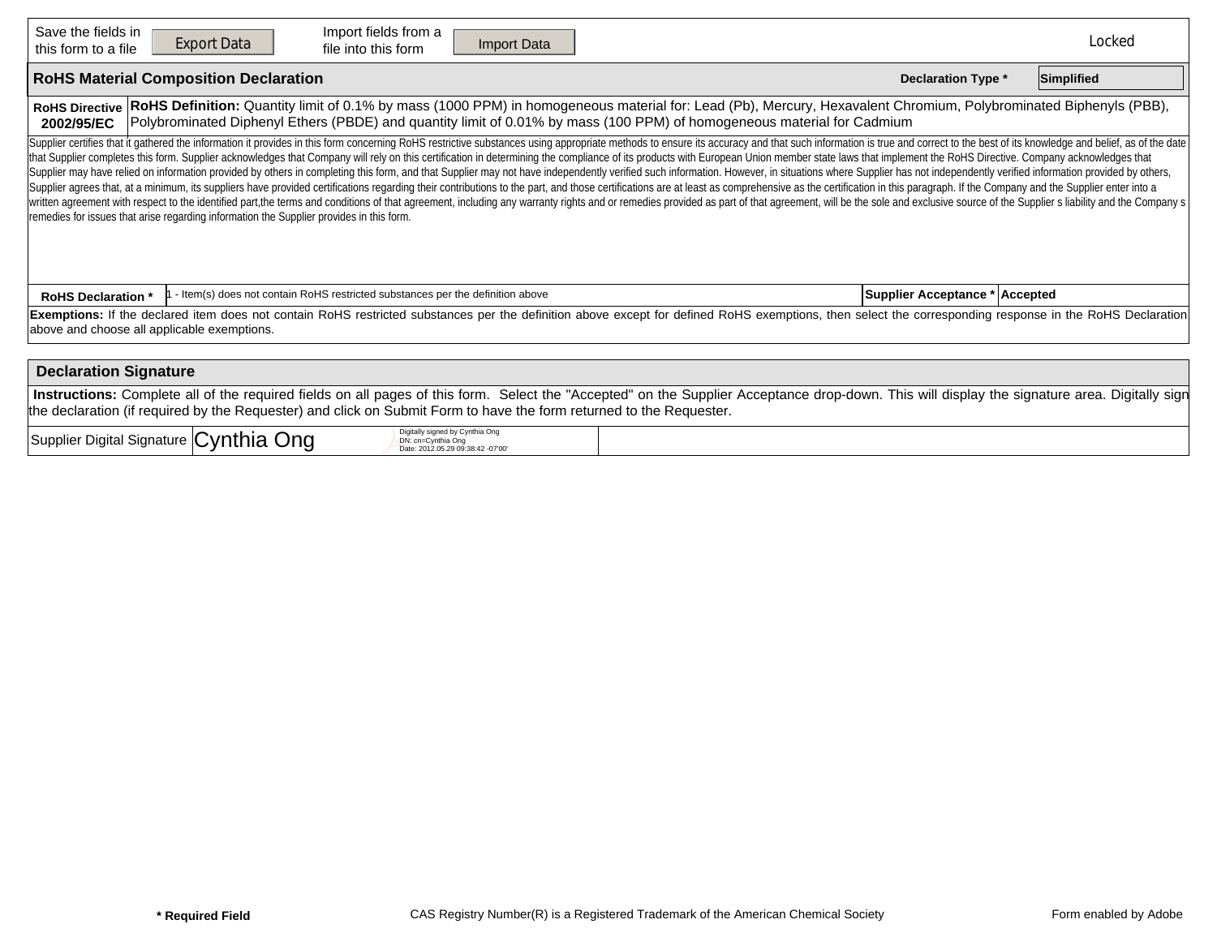| Save the fields in this form to a file | Export Data | Import fields from a file into this form | Import Data | Locked |
|---|---|---|---|---|

## RoHS Material Composition Declaration

**Declaration Type *** Simplified

| **RoHS Directive 2002/95/EC** | **RoHS Definition:** Quantity limit of 0.1% by mass (1000 PPM) in homogeneous material for: Lead (Pb), Mercury, Hexavalent Chromium, Polybrominated Biphenyls (PBB), Polybrominated Diphenyl Ethers (PBDE) and quantity limit of 0.01% by mass (100 PPM) of homogeneous material for Cadmium |
|---|---|

Supplier certifies that it gathered the information it provides in this form concerning RoHS restrictive substances using appropriate methods to ensure its accuracy and that such information is true and correct to the best of its knowledge and belief, as of the date that Supplier completes this form. Supplier acknowledges that Company will rely on this certification in determining the compliance of its products with European Union member state laws that implement the RoHS Directive. Company acknowledges that Supplier may have relied on information provided by others in completing this form, and that Supplier may not have independently verified such information. However, in situations where Supplier has not independently verified information provided by others, Supplier agrees that, at a minimum, its suppliers have provided certifications regarding their contributions to the part, and those certifications are at least as comprehensive as the certification in this paragraph. If the Company and the Supplier enter into a written agreement with respect to the identified part,the terms and conditions of that agreement, including any warranty rights and or remedies provided as part of that agreement, will be the sole and exclusive source of the Supplier s liability and the Company s remedies for issues that arise regarding information the Supplier provides in this form.

| **RoHS Declaration *** | 1 - Item(s) does not contain RoHS restricted substances per the definition above | **Supplier Acceptance *** | **Accepted** |
|---|---|---|---|

**Exemptions:** If the declared item does not contain RoHS restricted substances per the definition above except for defined RoHS exemptions, then select the corresponding response in the RoHS Declaration above and choose all applicable exemptions.

## Declaration Signature

**Instructions:** Complete all of the required fields on all pages of this form. Select the "Accepted" on the Supplier Acceptance drop-down. This will display the signature area. Digitally sign the declaration (if required by the Requester) and click on Submit Form to have the form returned to the Requester.

| Supplier Digital Signature | Cynthia Ong — Digitally signed by Cynthia Ong DN: cn=Cynthia Ong Date: 2012.05.29 09:38:42 -07'00' | |
|---|---|---|

**\* Required Field** CAS Registry Number(R) is a Registered Trademark of the American Chemical Society Form enabled by Adobe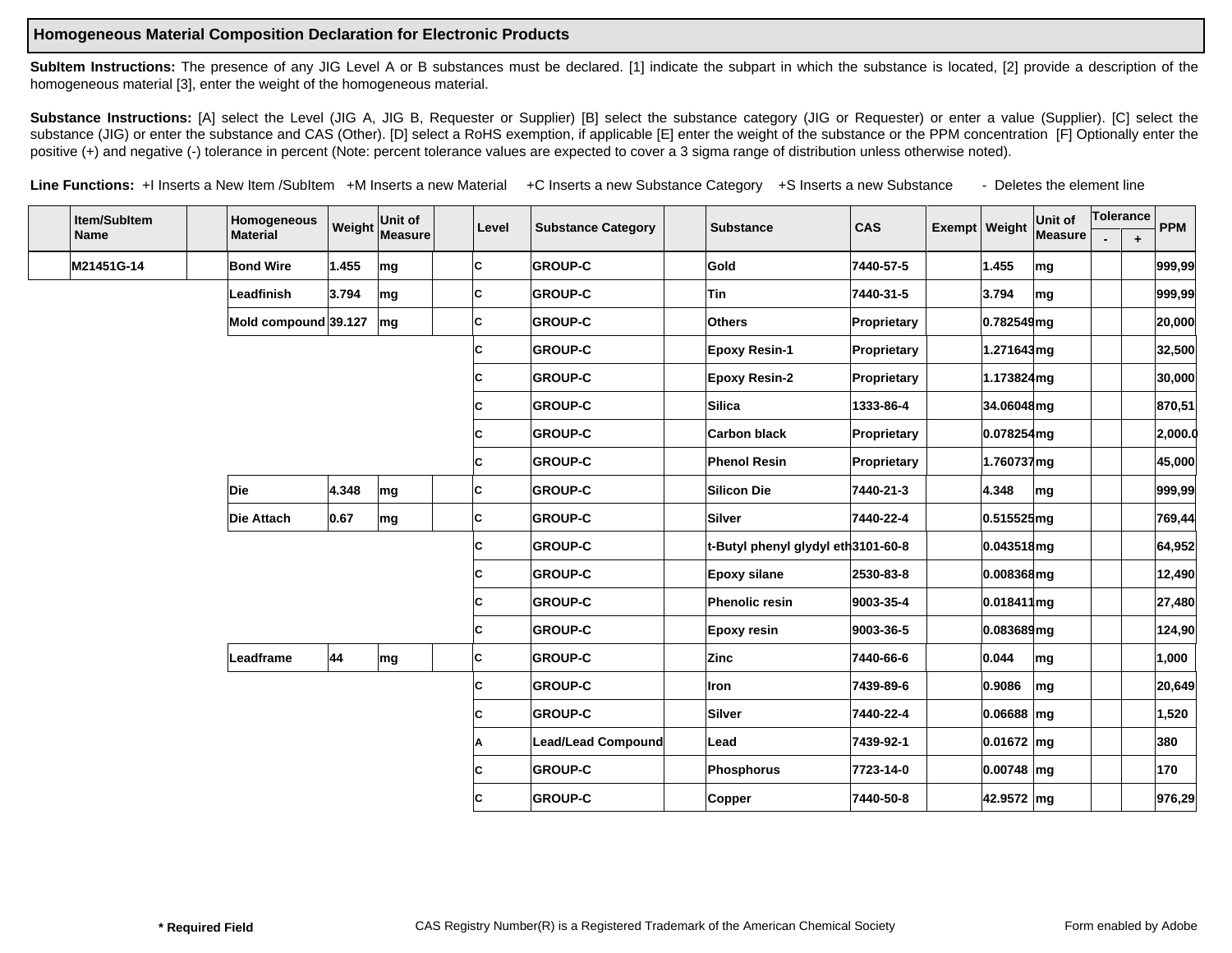## Homogeneous Material Composition Declaration for Electronic Products

**SubItem Instructions:** The presence of any JIG Level A or B substances must be declared. [1] indicate the subpart in which the substance is located, [2] provide a description of the homogeneous material [3], enter the weight of the homogeneous material.

**Substance Instructions:** [A] select the Level (JIG A, JIG B, Requester or Supplier) [B] select the substance category (JIG or Requester) or enter a value (Supplier). [C] select the substance (JIG) or enter the substance and CAS (Other). [D] select a RoHS exemption, if applicable [E] enter the weight of the substance or the PPM concentration [F] Optionally enter the positive (+) and negative (-) tolerance in percent (Note: percent tolerance values are expected to cover a 3 sigma range of distribution unless otherwise noted).

**Line Functions:** +I Inserts a New Item /SubItem +M Inserts a new Material +C Inserts a new Substance Category +S Inserts a new Substance - Deletes the element line

| | Item/SubItem Name | | Homogeneous Material | Weight | Unit of Measure | | Level | Substance Category | | Substance | CAS | Exempt | Weight | Unit of Measure | Tolerance | | PPM |
|---|---|---|---|---|---|---|---|---|---|---|---|---|---|---|---|---|---|
| | | | | | | | | | | | | | | | - | + | |
| | M21451G-14 | | Bond Wire | 1.455 | mg | | C | GROUP-C | | Gold | 7440-57-5 | | 1.455 | mg | | | 999,99 |
| | | | Leadfinish | 3.794 | mg | | C | GROUP-C | | Tin | 7440-31-5 | | 3.794 | mg | | | 999,99 |
| | | | Mold compound | 39.127 | mg | | C | GROUP-C | | Others | Proprietary | | 0.782549 | mg | | | 20,000 |
| | | | | | | | C | GROUP-C | | Epoxy Resin-1 | Proprietary | | 1.271643 | mg | | | 32,500 |
| | | | | | | | C | GROUP-C | | Epoxy Resin-2 | Proprietary | | 1.173824 | mg | | | 30,000 |
| | | | | | | | C | GROUP-C | | Silica | 1333-86-4 | | 34.06048 | mg | | | 870,51 |
| | | | | | | | C | GROUP-C | | Carbon black | Proprietary | | 0.078254 | mg | | | 2,000.0 |
| | | | | | | | C | GROUP-C | | Phenol Resin | Proprietary | | 1.760737 | mg | | | 45,000 |
| | | | Die | 4.348 | mg | | C | GROUP-C | | Silicon Die | 7440-21-3 | | 4.348 | mg | | | 999,99 |
| | | | Die Attach | 0.67 | mg | | C | GROUP-C | | Silver | 7440-22-4 | | 0.515525 | mg | | | 769,44 |
| | | | | | | | C | GROUP-C | | t-Butyl phenyl glydyl eth | 3101-60-8 | | 0.043518 | mg | | | 64,952 |
| | | | | | | | C | GROUP-C | | Epoxy silane | 2530-83-8 | | 0.008368 | mg | | | 12,490 |
| | | | | | | | C | GROUP-C | | Phenolic resin | 9003-35-4 | | 0.018411 | mg | | | 27,480 |
| | | | | | | | C | GROUP-C | | Epoxy resin | 9003-36-5 | | 0.083689 | mg | | | 124,90 |
| | | | Leadframe | 44 | mg | | C | GROUP-C | | Zinc | 7440-66-6 | | 0.044 | mg | | | 1,000 |
| | | | | | | | C | GROUP-C | | Iron | 7439-89-6 | | 0.9086 | mg | | | 20,649 |
| | | | | | | | C | GROUP-C | | Silver | 7440-22-4 | | 0.06688 | mg | | | 1,520 |
| | | | | | | | A | Lead/Lead Compound | | Lead | 7439-92-1 | | 0.01672 | mg | | | 380 |
| | | | | | | | C | GROUP-C | | Phosphorus | 7723-14-0 | | 0.00748 | mg | | | 170 |
| | | | | | | | C | GROUP-C | | Copper | 7440-50-8 | | 42.9572 | mg | | | 976,29 |

**\* Required Field** CAS Registry Number(R) is a Registered Trademark of the American Chemical Society Form enabled by Adobe